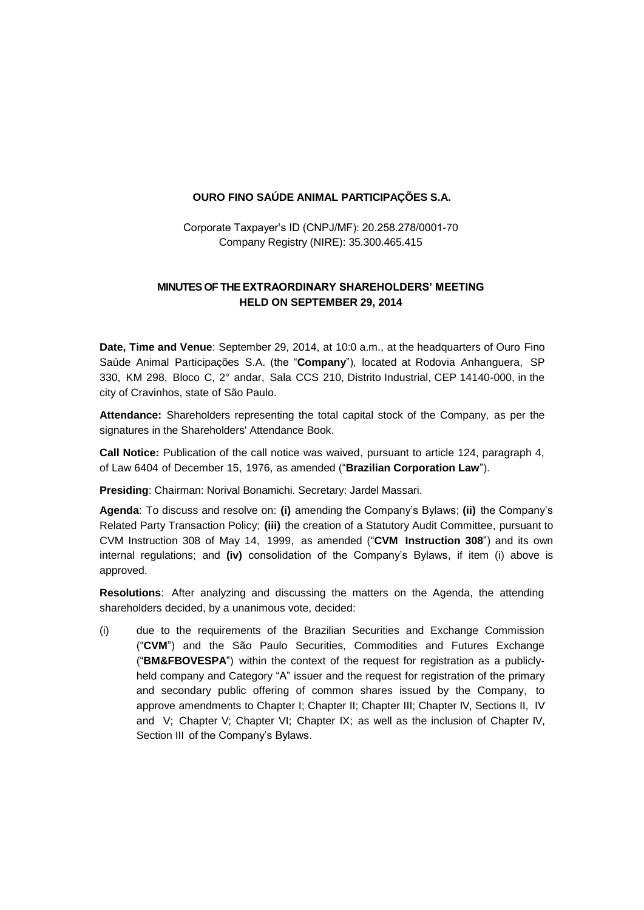**OURO FINO SAÚDE ANIMAL PARTICIPAÇÕES S.A.**

Corporate Taxpayer's ID (CNPJ/MF): 20.258.278/0001-70
Company Registry (NIRE): 35.300.465.415

**MINUTES OF THE EXTRAORDINARY SHAREHOLDERS' MEETING HELD ON SEPTEMBER 29, 2014**

**Date, Time and Venue**: September 29, 2014, at 10:0 a.m., at the headquarters of Ouro Fino Saúde Animal Participações S.A. (the "**Company**"), located at Rodovia Anhanguera, SP 330, KM 298, Bloco C, 2° andar, Sala CCS 210, Distrito Industrial, CEP 14140-000, in the city of Cravinhos, state of São Paulo.

**Attendance:** Shareholders representing the total capital stock of the Company, as per the signatures in the Shareholders' Attendance Book.

**Call Notice:** Publication of the call notice was waived, pursuant to article 124, paragraph 4, of Law 6404 of December 15, 1976, as amended ("**Brazilian Corporation Law**").

**Presiding**: Chairman: Norival Bonamichi. Secretary: Jardel Massari.

**Agenda**: To discuss and resolve on: **(i)** amending the Company's Bylaws; **(ii)** the Company's Related Party Transaction Policy; **(iii)** the creation of a Statutory Audit Committee, pursuant to CVM Instruction 308 of May 14, 1999, as amended ("**CVM Instruction 308**") and its own internal regulations; and **(iv)** consolidation of the Company's Bylaws, if item (i) above is approved.

**Resolutions**: After analyzing and discussing the matters on the Agenda, the attending shareholders decided, by a unanimous vote, decided:

(i) due to the requirements of the Brazilian Securities and Exchange Commission ("**CVM**") and the São Paulo Securities, Commodities and Futures Exchange ("**BM&FBOVESPA**") within the context of the request for registration as a publicly-held company and Category "A" issuer and the request for registration of the primary and secondary public offering of common shares issued by the Company, to approve amendments to Chapter I; Chapter II; Chapter III; Chapter IV, Sections II, IV and V; Chapter V; Chapter VI; Chapter IX; as well as the inclusion of Chapter IV, Section III of the Company's Bylaws.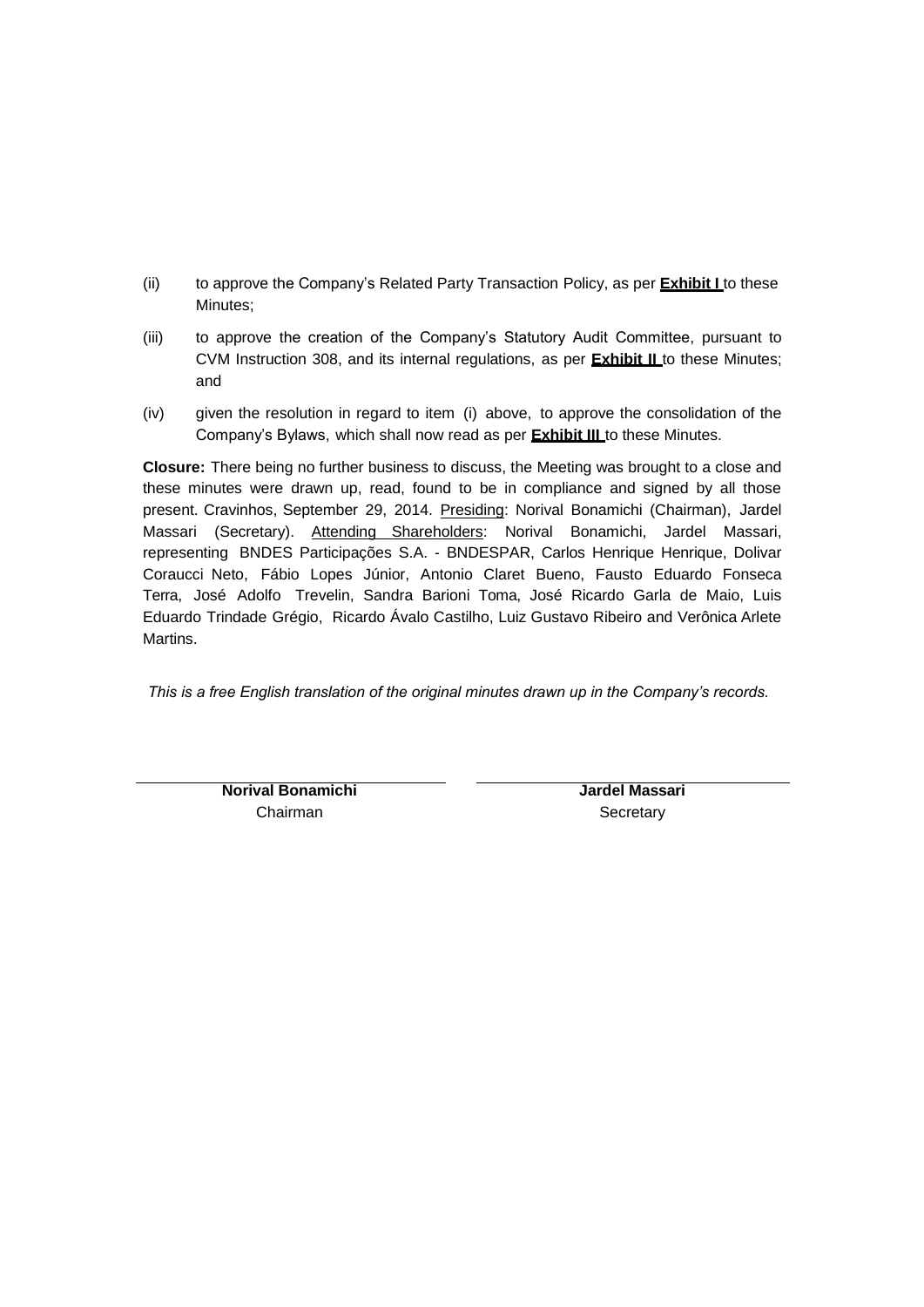(ii) to approve the Company's Related Party Transaction Policy, as per **Exhibit I** to these Minutes;

(iii) to approve the creation of the Company's Statutory Audit Committee, pursuant to CVM Instruction 308, and its internal regulations, as per **Exhibit II** to these Minutes; and

(iv) given the resolution in regard to item (i) above, to approve the consolidation of the Company's Bylaws, which shall now read as per **Exhibit III** to these Minutes.

**Closure:** There being no further business to discuss, the Meeting was brought to a close and these minutes were drawn up, read, found to be in compliance and signed by all those present. Cravinhos, September 29, 2014. Presiding: Norival Bonamichi (Chairman), Jardel Massari (Secretary). Attending Shareholders: Norival Bonamichi, Jardel Massari, representing BNDES Participações S.A. - BNDESPAR, Carlos Henrique Henrique, Dolivar Coraucci Neto, Fábio Lopes Júnior, Antonio Claret Bueno, Fausto Eduardo Fonseca Terra, José Adolfo Trevelin, Sandra Barioni Toma, José Ricardo Garla de Maio, Luis Eduardo Trindade Grégio, Ricardo Ávalo Castilho, Luiz Gustavo Ribeiro and Verônica Arlete Martins.

*This is a free English translation of the original minutes drawn up in the Company's records.*

| **Norival Bonamichi** | **Jardel Massari** |
|---|---|
| Chairman | Secretary |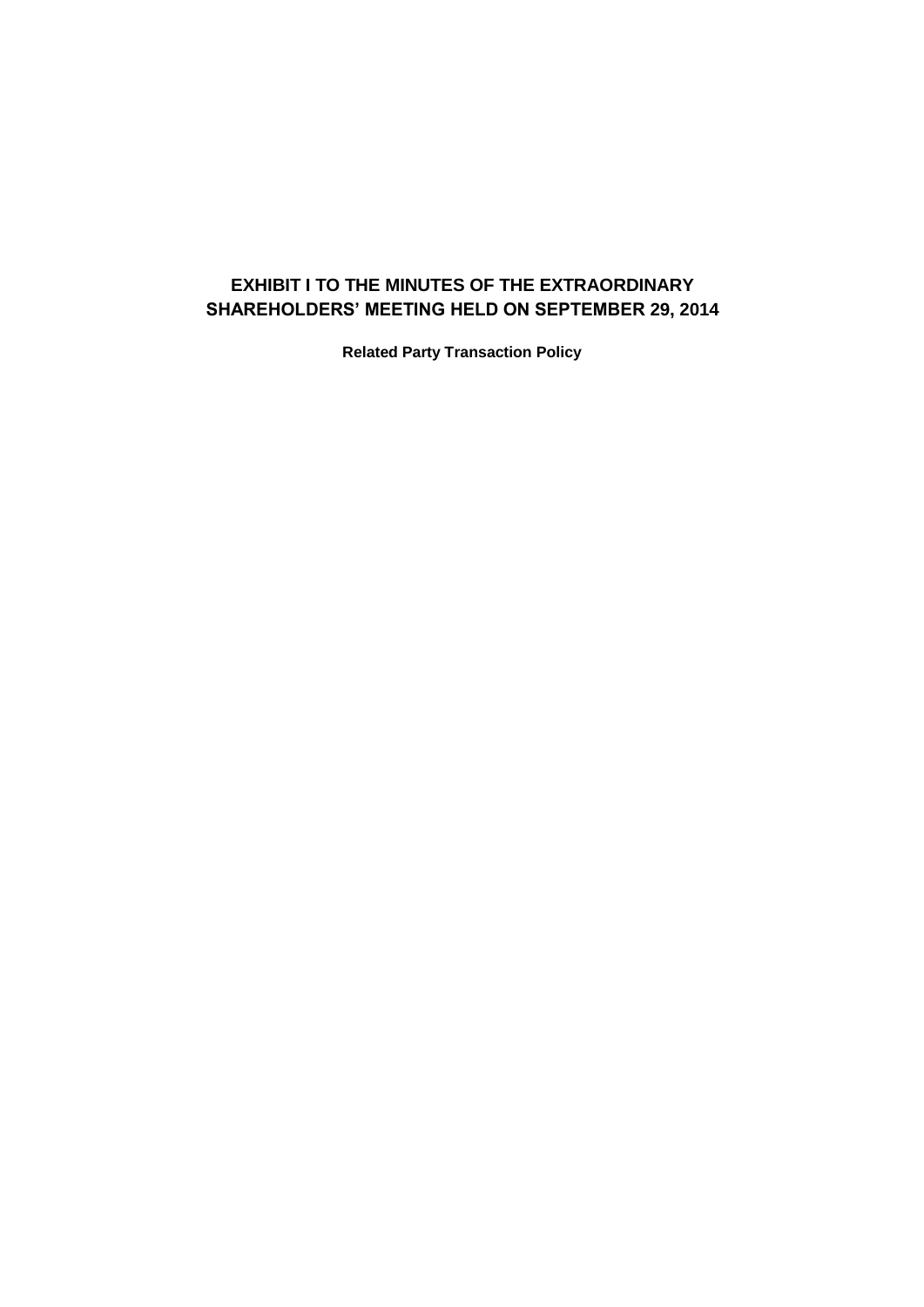# EXHIBIT I TO THE MINUTES OF THE EXTRAORDINARY SHAREHOLDERS' MEETING HELD ON SEPTEMBER 29, 2014

**Related Party Transaction Policy**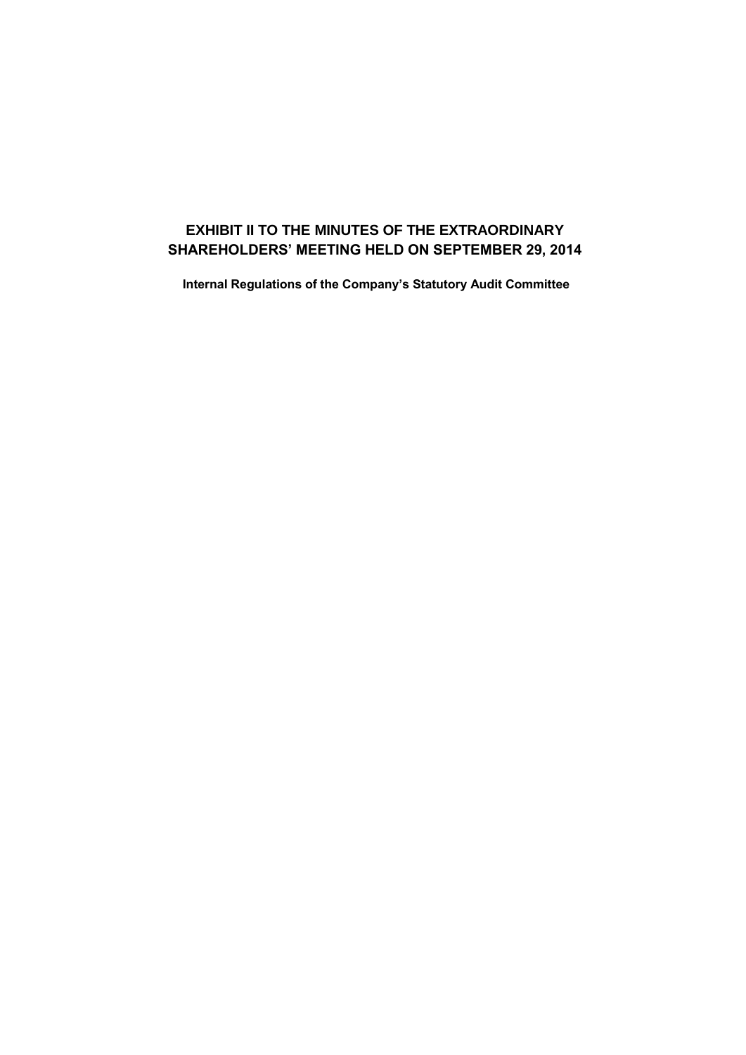# EXHIBIT II TO THE MINUTES OF THE EXTRAORDINARY SHAREHOLDERS' MEETING HELD ON SEPTEMBER 29, 2014

**Internal Regulations of the Company's Statutory Audit Committee**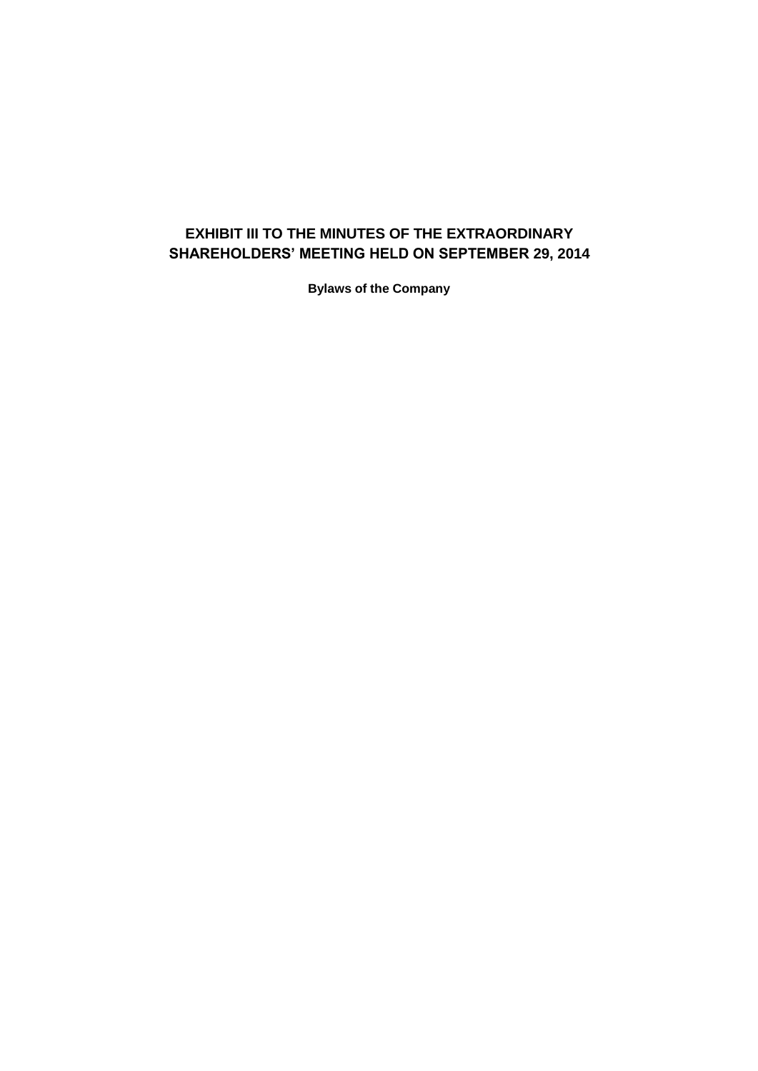# EXHIBIT III TO THE MINUTES OF THE EXTRAORDINARY SHAREHOLDERS' MEETING HELD ON SEPTEMBER 29, 2014

**Bylaws of the Company**